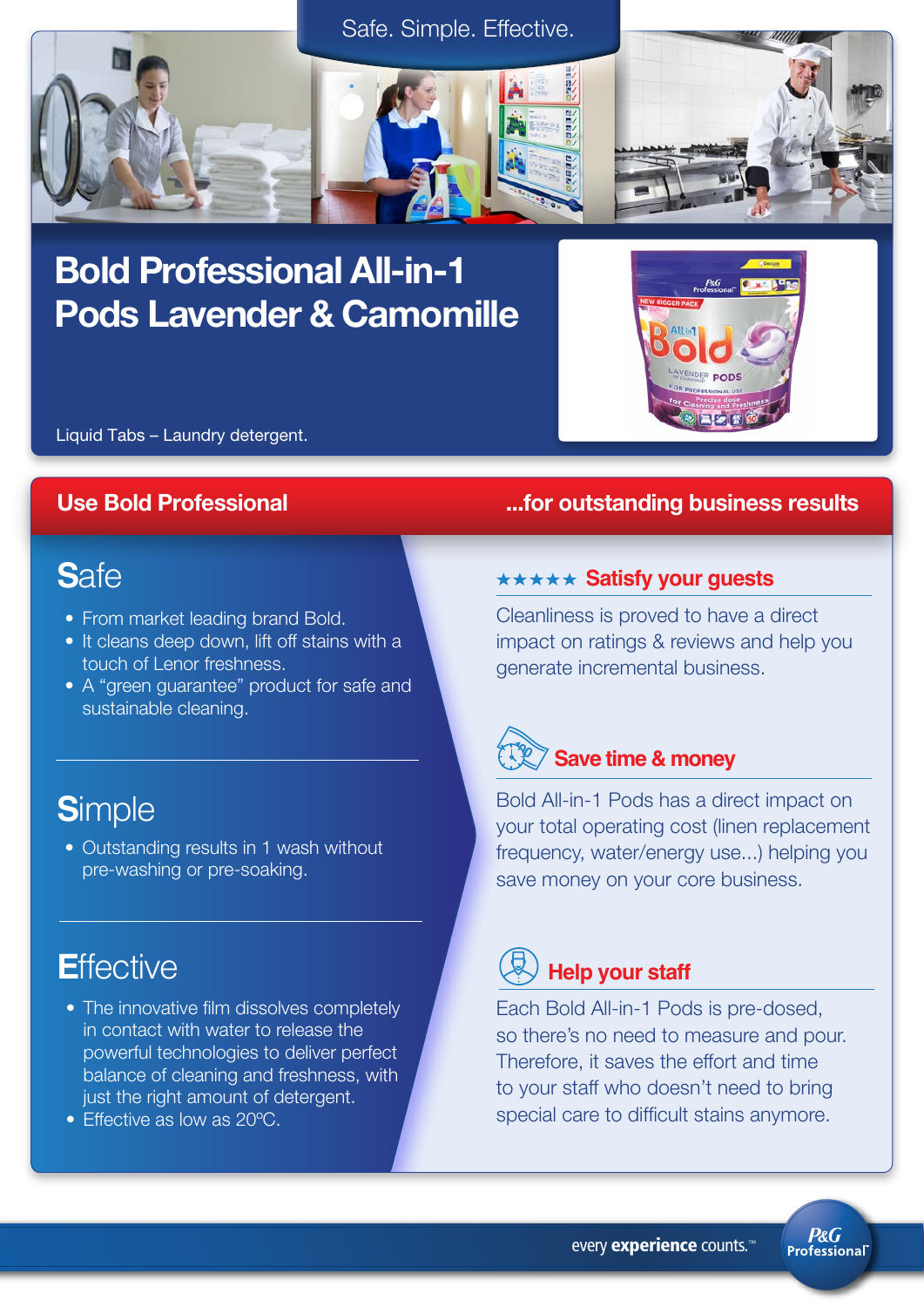Safe. Simple. Effective.

# Bold Professional All-in-1 Pods Lavender & Camomille

Liquid Tabs – Laundry detergent.

## Use Bold Professional ...for outstanding business results

## Safe

- From market leading brand Bold.
- It cleans deep down, lift off stains with a touch of Lenor freshness.
- A "green guarantee" product for safe and sustainable cleaning.

## Simple

- Outstanding results in 1 wash without pre-washing or pre-soaking.

## Effective

- The innovative film dissolves completely in contact with water to release the powerful technologies to deliver perfect balance of cleaning and freshness, with just the right amount of detergent.
- Effective as low as 20ºC.

### ★★★★★ Satisfy your guests

Cleanliness is proved to have a direct impact on ratings & reviews and help you generate incremental business.

### Save time & money

Bold All-in-1 Pods has a direct impact on your total operating cost (linen replacement frequency, water/energy use...) helping you save money on your core business.

### Help your staff

Each Bold All-in-1 Pods is pre-dosed, so there's no need to measure and pour. Therefore, it saves the effort and time to your staff who doesn't need to bring special care to difficult stains anymore.

every **experience** counts.™

P&G Professional™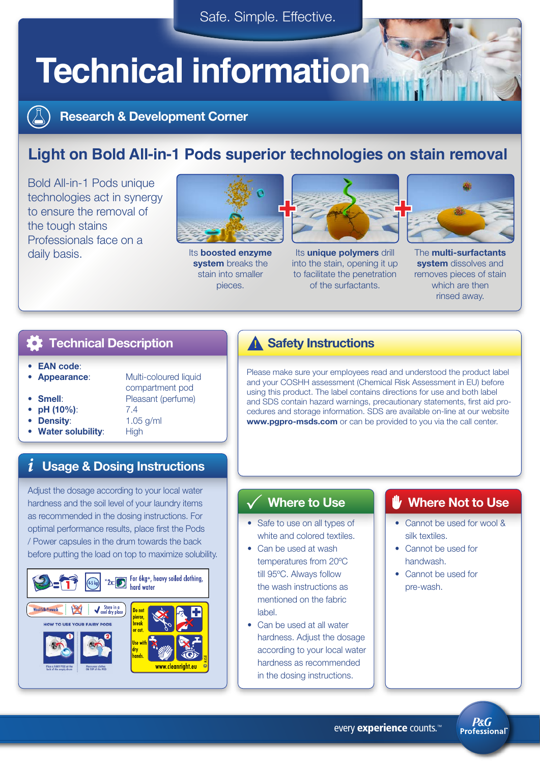Safe. Simple. Effective.

# Technical information

## Research & Development Corner

### Light on Bold All-in-1 Pods superior technologies on stain removal

Bold All-in-1 Pods unique technologies act in synergy to ensure the removal of the tough stains Professionals face on a daily basis.

Its **boosted enzyme system** breaks the stain into smaller pieces.

Its **unique polymers** drill into the stain, opening it up to facilitate the penetration of the surfactants.

The **multi-surfactants system** dissolves and removes pieces of stain which are then rinsed away.

## Technical Description

| | |
|---|---|
| **EAN code**: | |
| **Appearance**: | Multi-coloured liquid compartment pod |
| **Smell**: | Pleasant (perfume) |
| **pH (10%)**: | 7.4 |
| **Density**: | 1.05 g/ml |
| **Water solubility**: | High |

## Usage & Dosing Instructions

Adjust the dosage according to your local water hardness and the soil level of your laundry items as recommended in the dosing instructions. For optimal performance results, place first the Pods / Power capsules in the drum towards the back before putting the load on top to maximize solubility.

4-5 kg
*2x: For 6kg+, heavy soiled clothing, hard water

Wool-Silk-Prewash
Store in a cool dry place

HOW TO USE YOUR FAIRY PODS

Place 1 FAIRY POD at the back of the empty drum

Place your clothes ON TOP of the POD

Do not pierce, break or cut.

Use with dry hands.

www.cleanright.eu

## Safety Instructions

Please make sure your employees read and understood the product label and your COSHH assessment (Chemical Risk Assessment in EU) before using this product. The label contains directions for use and both label and SDS contain hazard warnings, precautionary statements, first aid procedures and storage information. SDS are available on-line at our website **www.pgpro-msds.com** or can be provided to you via the call center.

## Where to Use

- Safe to use on all types of white and colored textiles.
- Can be used at wash temperatures from 20ºC till 95ºC. Always follow the wash instructions as mentioned on the fabric label.
- Can be used at all water hardness. Adjust the dosage according to your local water hardness as recommended in the dosing instructions.

## Where Not to Use

- Cannot be used for wool & silk textiles.
- Cannot be used for handwash.
- Cannot be used for pre-wash.

every **experience** counts.™

P&G Professional™